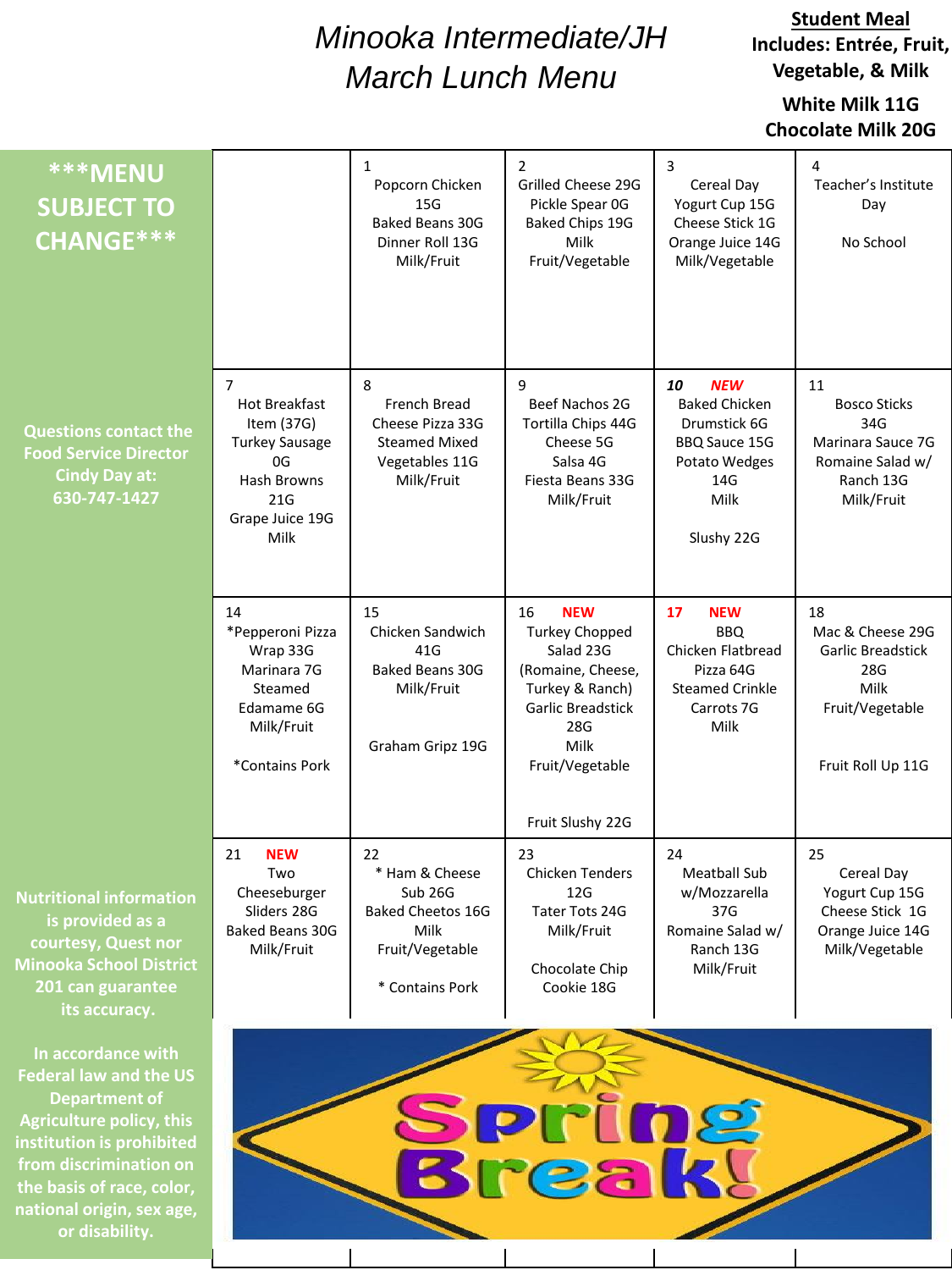# Minooka Intermediate/JH March Lunch Menu

**Student Meal**
**Includes: Entrée, Fruit, Vegetable, & Milk**

**White Milk 11G**
**Chocolate Milk 20G**

| ***MENU SUBJECT TO CHANGE*** | | | | | |
|---|---|---|---|---|---|
| | | 1<br>Popcorn Chicken 15G<br>Baked Beans 30G<br>Dinner Roll 13G<br>Milk/Fruit | 2<br>Grilled Cheese 29G<br>Pickle Spear 0G<br>Baked Chips 19G<br>Milk<br>Fruit/Vegetable | 3<br>Cereal Day<br>Yogurt Cup 15G<br>Cheese Stick 1G<br>Orange Juice 14G<br>Milk/Vegetable | 4<br>Teacher's Institute Day<br><br>No School |
| Questions contact the Food Service Director Cindy Day at: 630-747-1427 | 7<br>Hot Breakfast Item (37G)<br>Turkey Sausage 0G<br>Hash Browns 21G<br>Grape Juice 19G<br>Milk | 8<br>French Bread Cheese Pizza 33G<br>Steamed Mixed Vegetables 11G<br>Milk/Fruit | 9<br>Beef Nachos 2G<br>Tortilla Chips 44G<br>Cheese 5G<br>Salsa 4G<br>Fiesta Beans 33G<br>Milk/Fruit | **10 NEW**<br>Baked Chicken Drumstick 6G<br>BBQ Sauce 15G<br>Potato Wedges 14G<br>Milk<br><br>Slushy 22G | 11<br>Bosco Sticks 34G<br>Marinara Sauce 7G<br>Romaine Salad w/ Ranch 13G<br>Milk/Fruit |
| | 14<br>*Pepperoni Pizza Wrap 33G<br>Marinara 7G<br>Steamed Edamame 6G<br>Milk/Fruit<br><br>*Contains Pork | 15<br>Chicken Sandwich 41G<br>Baked Beans 30G<br>Milk/Fruit<br><br>Graham Gripz 19G | 16 **NEW**<br>Turkey Chopped Salad 23G<br>(Romaine, Cheese, Turkey & Ranch)<br>Garlic Breadstick 28G<br>Milk<br>Fruit/Vegetable<br><br>Fruit Slushy 22G | **17 NEW**<br>BBQ Chicken Flatbread Pizza 64G<br>Steamed Crinkle Carrots 7G<br>Milk | 18<br>Mac & Cheese 29G<br>Garlic Breadstick 28G<br>Milk<br>Fruit/Vegetable<br><br>Fruit Roll Up 11G |
| Nutritional information is provided as a courtesy, Quest nor Minooka School District 201 can guarantee its accuracy. | 21 **NEW**<br>Two Cheeseburger Sliders 28G<br>Baked Beans 30G<br>Milk/Fruit | 22<br>* Ham & Cheese Sub 26G<br>Baked Cheetos 16G<br>Milk<br>Fruit/Vegetable<br><br>* Contains Pork | 23<br>Chicken Tenders 12G<br>Tater Tots 24G<br>Milk/Fruit<br><br>Chocolate Chip Cookie 18G | 24<br>Meatball Sub w/Mozzarella 37G<br>Romaine Salad w/ Ranch 13G<br>Milk/Fruit | 25<br>Cereal Day<br>Yogurt Cup 15G<br>Cheese Stick 1G<br>Orange Juice 14G<br>Milk/Vegetable |
| In accordance with Federal law and the US Department of Agriculture policy, this institution is prohibited from discrimination on the basis of race, color, national origin, sex age, or disability. | Spring Break! | | | | |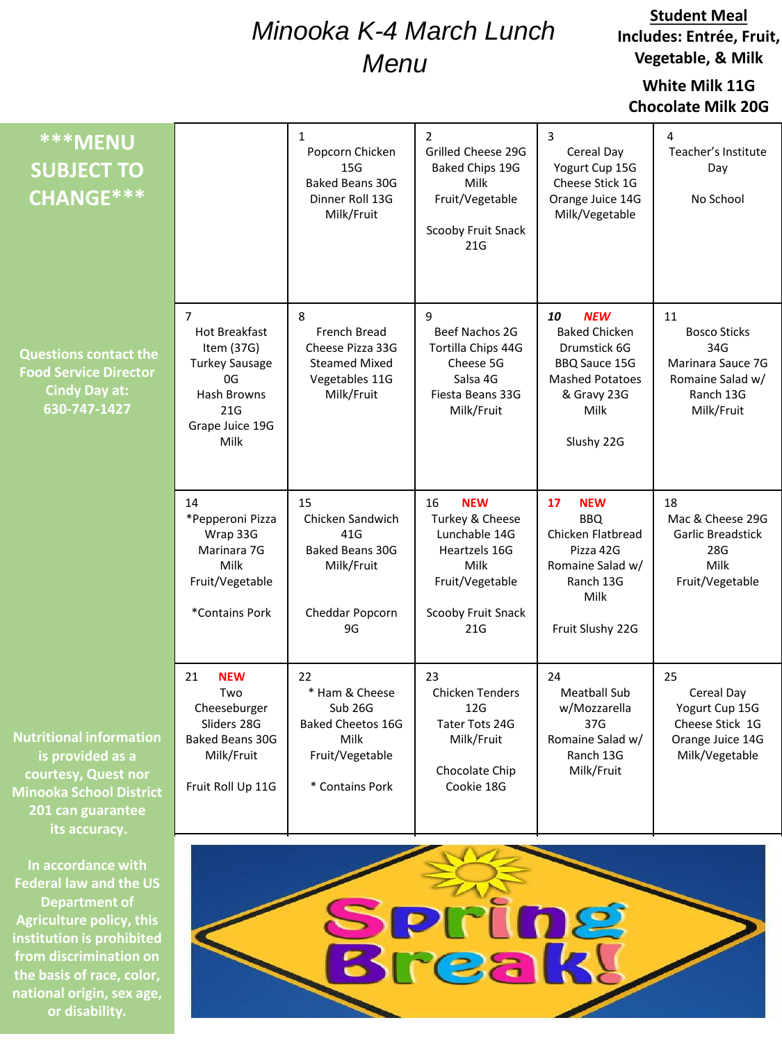# Minooka K-4 March Lunch Menu

**Student Meal**
**Includes: Entrée, Fruit, Vegetable, & Milk**

**White Milk 11G**
**Chocolate Milk 20G**

**\*\*\*MENU SUBJECT TO CHANGE\*\*\***

**Questions contact the Food Service Director Cindy Day at: 630-747-1427**

| | | | | |
|---|---|---|---|---|
| | 1<br>Popcorn Chicken 15G<br>Baked Beans 30G<br>Dinner Roll 13G<br>Milk/Fruit | 2<br>Grilled Cheese 29G<br>Baked Chips 19G<br>Milk<br>Fruit/Vegetable<br><br>Scooby Fruit Snack 21G | 3<br>Cereal Day<br>Yogurt Cup 15G<br>Cheese Stick 1G<br>Orange Juice 14G<br>Milk/Vegetable | 4<br>Teacher's Institute Day<br><br>No School |
| 7<br>Hot Breakfast Item (37G)<br>Turkey Sausage 0G<br>Hash Browns 21G<br>Grape Juice 19G<br>Milk | 8<br>French Bread Cheese Pizza 33G<br>Steamed Mixed Vegetables 11G<br>Milk/Fruit | 9<br>Beef Nachos 2G<br>Tortilla Chips 44G<br>Cheese 5G<br>Salsa 4G<br>Fiesta Beans 33G<br>Milk/Fruit | 10 **NEW**<br>Baked Chicken Drumstick 6G<br>BBQ Sauce 15G<br>Mashed Potatoes & Gravy 23G<br>Milk<br><br>Slushy 22G | 11<br>Bosco Sticks 34G<br>Marinara Sauce 7G<br>Romaine Salad w/ Ranch 13G<br>Milk/Fruit |
| 14<br>*Pepperoni Pizza Wrap 33G<br>Marinara 7G<br>Milk<br>Fruit/Vegetable<br><br>*Contains Pork | 15<br>Chicken Sandwich 41G<br>Baked Beans 30G<br>Milk/Fruit<br><br>Cheddar Popcorn 9G | 16 **NEW**<br>Turkey & Cheese Lunchable 14G<br>Heartzels 16G<br>Milk<br>Fruit/Vegetable<br><br>Scooby Fruit Snack 21G | 17 **NEW**<br>BBQ Chicken Flatbread Pizza 42G<br>Romaine Salad w/ Ranch 13G<br>Milk<br><br>Fruit Slushy 22G | 18<br>Mac & Cheese 29G<br>Garlic Breadstick 28G<br>Milk<br>Fruit/Vegetable |
| 21 **NEW**<br>Two Cheeseburger Sliders 28G<br>Baked Beans 30G<br>Milk/Fruit<br><br>Fruit Roll Up 11G | 22<br>* Ham & Cheese Sub 26G<br>Baked Cheetos 16G<br>Milk<br>Fruit/Vegetable<br><br>* Contains Pork | 23<br>Chicken Tenders 12G<br>Tater Tots 24G<br>Milk/Fruit<br><br>Chocolate Chip Cookie 18G | 24<br>Meatball Sub w/Mozzarella 37G<br>Romaine Salad w/ Ranch 13G<br>Milk/Fruit | 25<br>Cereal Day<br>Yogurt Cup 15G<br>Cheese Stick 1G<br>Orange Juice 14G<br>Milk/Vegetable |

Spring Break!

**Nutritional information is provided as a courtesy, Quest nor Minooka School District 201 can guarantee its accuracy.**

**In accordance with Federal law and the US Department of Agriculture policy, this institution is prohibited from discrimination on the basis of race, color, national origin, sex age, or disability.**